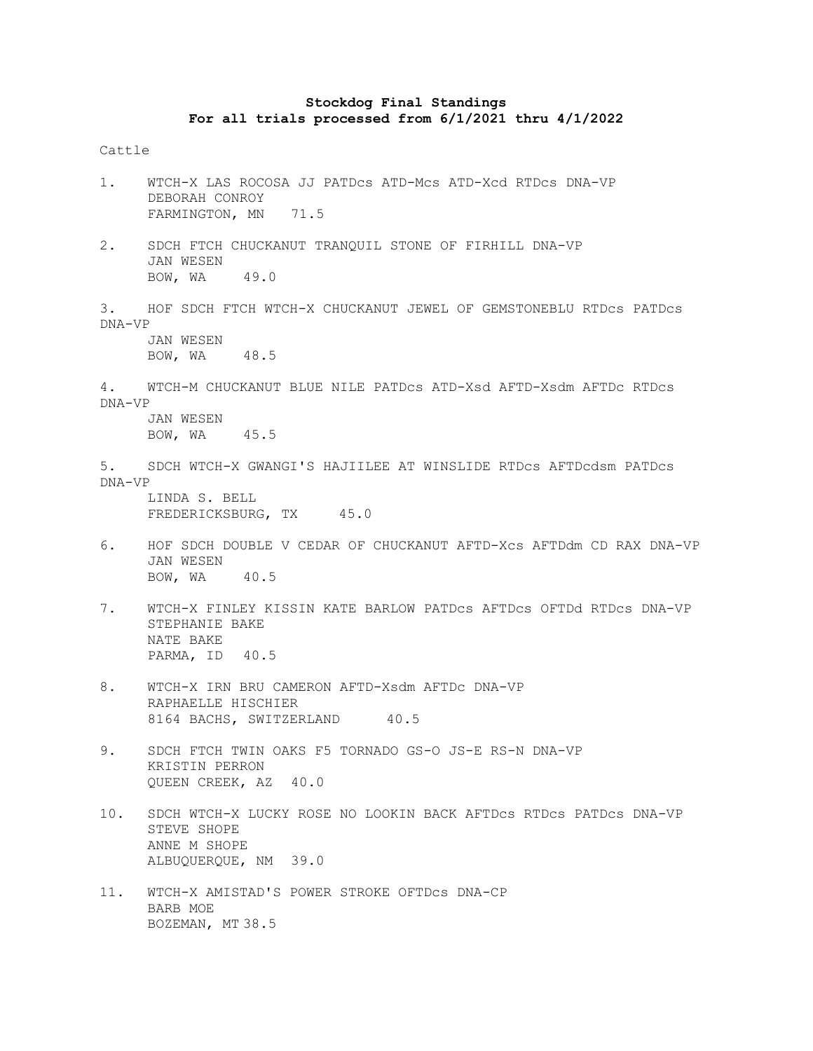**Stockdog Final Standings**
**For all trials processed from 6/1/2021 thru 4/1/2022**

Cattle

1. WTCH-X LAS ROCOSA JJ PATDcs ATD-Mcs ATD-Xcd RTDcs DNA-VP
   DEBORAH CONROY
   FARMINGTON, MN 71.5

2. SDCH FTCH CHUCKANUT TRANQUIL STONE OF FIRHILL DNA-VP
   JAN WESEN
   BOW, WA 49.0

3. HOF SDCH FTCH WTCH-X CHUCKANUT JEWEL OF GEMSTONEBLU RTDcs PATDcs DNA-VP
   JAN WESEN
   BOW, WA 48.5

4. WTCH-M CHUCKANUT BLUE NILE PATDcs ATD-Xsd AFTD-Xsdm AFTDc RTDcs DNA-VP
   JAN WESEN
   BOW, WA 45.5

5. SDCH WTCH-X GWANGI'S HAJIILEE AT WINSLIDE RTDcs AFTDcdsm PATDcs DNA-VP
   LINDA S. BELL
   FREDERICKSBURG, TX 45.0

6. HOF SDCH DOUBLE V CEDAR OF CHUCKANUT AFTD-Xcs AFTDdm CD RAX DNA-VP
   JAN WESEN
   BOW, WA 40.5

7. WTCH-X FINLEY KISSIN KATE BARLOW PATDcs AFTDcs OFTDd RTDcs DNA-VP
   STEPHANIE BAKE
   NATE BAKE
   PARMA, ID 40.5

8. WTCH-X IRN BRU CAMERON AFTD-Xsdm AFTDc DNA-VP
   RAPHAELLE HISCHIER
   8164 BACHS, SWITZERLAND 40.5

9. SDCH FTCH TWIN OAKS F5 TORNADO GS-O JS-E RS-N DNA-VP
   KRISTIN PERRON
   QUEEN CREEK, AZ 40.0

10. SDCH WTCH-X LUCKY ROSE NO LOOKIN BACK AFTDcs RTDcs PATDcs DNA-VP
    STEVE SHOPE
    ANNE M SHOPE
    ALBUQUERQUE, NM 39.0

11. WTCH-X AMISTAD'S POWER STROKE OFTDcs DNA-CP
    BARB MOE
    BOZEMAN, MT 38.5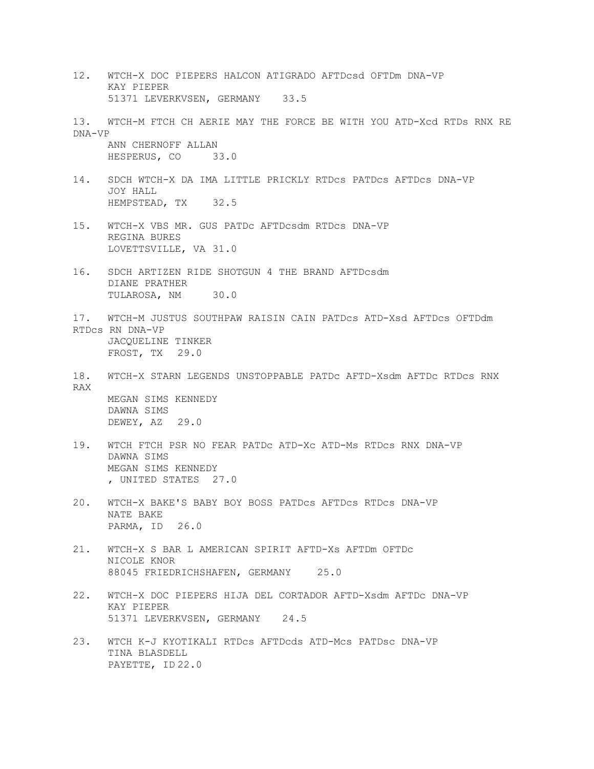12. WTCH-X DOC PIEPERS HALCON ATIGRADO AFTDcsd OFTDm DNA-VP
    KAY PIEPER
    51371 LEVERKVSEN, GERMANY 33.5

13. WTCH-M FTCH CH AERIE MAY THE FORCE BE WITH YOU ATD-Xcd RTDs RNX RE DNA-VP
    ANN CHERNOFF ALLAN
    HESPERUS, CO 33.0

14. SDCH WTCH-X DA IMA LITTLE PRICKLY RTDcs PATDcs AFTDcs DNA-VP
    JOY HALL
    HEMPSTEAD, TX 32.5

15. WTCH-X VBS MR. GUS PATDc AFTDcsdm RTDcs DNA-VP
    REGINA BURES
    LOVETTSVILLE, VA 31.0

16. SDCH ARTIZEN RIDE SHOTGUN 4 THE BRAND AFTDcsdm
    DIANE PRATHER
    TULAROSA, NM 30.0

17. WTCH-M JUSTUS SOUTHPAW RAISIN CAIN PATDcs ATD-Xsd AFTDcs OFTDdm RTDcs RN DNA-VP
    JACQUELINE TINKER
    FROST, TX 29.0

18. WTCH-X STARN LEGENDS UNSTOPPABLE PATDc AFTD-Xsdm AFTDc RTDcs RNX RAX
    MEGAN SIMS KENNEDY
    DAWNA SIMS
    DEWEY, AZ 29.0

19. WTCH FTCH PSR NO FEAR PATDc ATD-Xc ATD-Ms RTDcs RNX DNA-VP
    DAWNA SIMS
    MEGAN SIMS KENNEDY
    , UNITED STATES 27.0

20. WTCH-X BAKE'S BABY BOY BOSS PATDcs AFTDcs RTDcs DNA-VP
    NATE BAKE
    PARMA, ID 26.0

21. WTCH-X S BAR L AMERICAN SPIRIT AFTD-Xs AFTDm OFTDc
    NICOLE KNOR
    88045 FRIEDRICHSHAFEN, GERMANY 25.0

22. WTCH-X DOC PIEPERS HIJA DEL CORTADOR AFTD-Xsdm AFTDc DNA-VP
    KAY PIEPER
    51371 LEVERKVSEN, GERMANY 24.5

23. WTCH K-J KYOTIKALI RTDcs AFTDcds ATD-Mcs PATDsc DNA-VP
    TINA BLASDELL
    PAYETTE, ID 22.0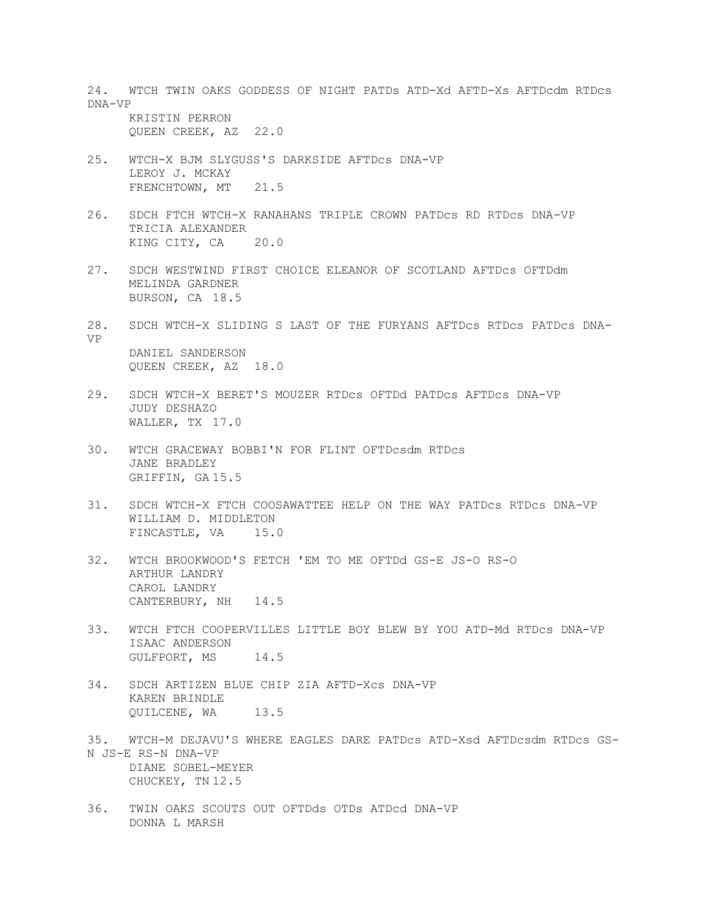24. WTCH TWIN OAKS GODDESS OF NIGHT PATDs ATD-Xd AFTD-Xs AFTDcdm RTDcs DNA-VP
KRISTIN PERRON
QUEEN CREEK, AZ 22.0

25. WTCH-X BJM SLYGUSS'S DARKSIDE AFTDcs DNA-VP
LEROY J. MCKAY
FRENCHTOWN, MT 21.5

26. SDCH FTCH WTCH-X RANAHANS TRIPLE CROWN PATDcs RD RTDcs DNA-VP
TRICIA ALEXANDER
KING CITY, CA 20.0

27. SDCH WESTWIND FIRST CHOICE ELEANOR OF SCOTLAND AFTDcs OFTDdm
MELINDA GARDNER
BURSON, CA 18.5

28. SDCH WTCH-X SLIDING S LAST OF THE FURYANS AFTDcs RTDcs PATDcs DNA-VP
DANIEL SANDERSON
QUEEN CREEK, AZ 18.0

29. SDCH WTCH-X BERET'S MOUZER RTDcs OFTDd PATDcs AFTDcs DNA-VP
JUDY DESHAZO
WALLER, TX 17.0

30. WTCH GRACEWAY BOBBI'N FOR FLINT OFTDcsdm RTDcs
JANE BRADLEY
GRIFFIN, GA 15.5

31. SDCH WTCH-X FTCH COOSAWATTEE HELP ON THE WAY PATDcs RTDcs DNA-VP
WILLIAM D. MIDDLETON
FINCASTLE, VA 15.0

32. WTCH BROOKWOOD'S FETCH 'EM TO ME OFTDd GS-E JS-O RS-O
ARTHUR LANDRY
CAROL LANDRY
CANTERBURY, NH 14.5

33. WTCH FTCH COOPERVILLES LITTLE BOY BLEW BY YOU ATD-Md RTDcs DNA-VP
ISAAC ANDERSON
GULFPORT, MS 14.5

34. SDCH ARTIZEN BLUE CHIP ZIA AFTD-Xcs DNA-VP
KAREN BRINDLE
QUILCENE, WA 13.5

35. WTCH-M DEJAVU'S WHERE EAGLES DARE PATDcs ATD-Xsd AFTDcsdm RTDcs GS-N JS-E RS-N DNA-VP
DIANE SOBEL-MEYER
CHUCKEY, TN 12.5

36. TWIN OAKS SCOUTS OUT OFTDds OTDs ATDcd DNA-VP
DONNA L MARSH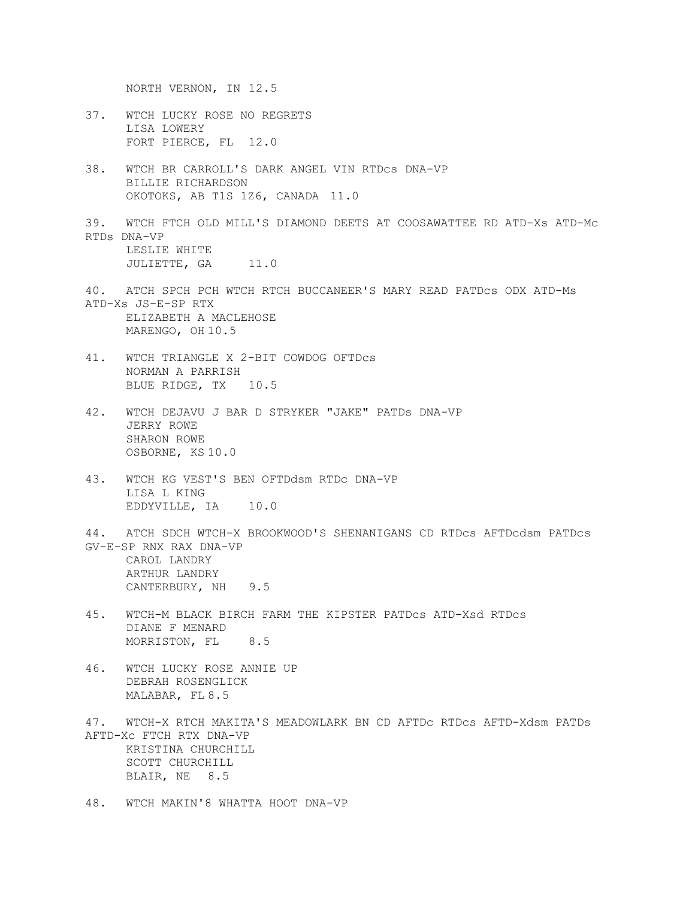NORTH VERNON, IN 12.5

37. WTCH LUCKY ROSE NO REGRETS
    LISA LOWERY
    FORT PIERCE, FL 12.0

38. WTCH BR CARROLL'S DARK ANGEL VIN RTDcs DNA-VP
    BILLIE RICHARDSON
    OKOTOKS, AB T1S 1Z6, CANADA 11.0

39. WTCH FTCH OLD MILL'S DIAMOND DEETS AT COOSAWATTEE RD ATD-Xs ATD-Mc RTDs DNA-VP
    LESLIE WHITE
    JULIETTE, GA 11.0

40. ATCH SPCH PCH WTCH RTCH BUCCANEER'S MARY READ PATDcs ODX ATD-Ms ATD-Xs JS-E-SP RTX
    ELIZABETH A MACLEHOSE
    MARENGO, OH 10.5

41. WTCH TRIANGLE X 2-BIT COWDOG OFTDcs
    NORMAN A PARRISH
    BLUE RIDGE, TX 10.5

42. WTCH DEJAVU J BAR D STRYKER "JAKE" PATDs DNA-VP
    JERRY ROWE
    SHARON ROWE
    OSBORNE, KS 10.0

43. WTCH KG VEST'S BEN OFTDdsm RTDc DNA-VP
    LISA L KING
    EDDYVILLE, IA 10.0

44. ATCH SDCH WTCH-X BROOKWOOD'S SHENANIGANS CD RTDcs AFTDcdsm PATDcs GV-E-SP RNX RAX DNA-VP
    CAROL LANDRY
    ARTHUR LANDRY
    CANTERBURY, NH 9.5

45. WTCH-M BLACK BIRCH FARM THE KIPSTER PATDcs ATD-Xsd RTDcs
    DIANE F MENARD
    MORRISTON, FL 8.5

46. WTCH LUCKY ROSE ANNIE UP
    DEBRAH ROSENGLICK
    MALABAR, FL 8.5

47. WTCH-X RTCH MAKITA'S MEADOWLARK BN CD AFTDc RTDcs AFTD-Xdsm PATDs AFTD-Xc FTCH RTX DNA-VP
    KRISTINA CHURCHILL
    SCOTT CHURCHILL
    BLAIR, NE 8.5

48. WTCH MAKIN'8 WHATTA HOOT DNA-VP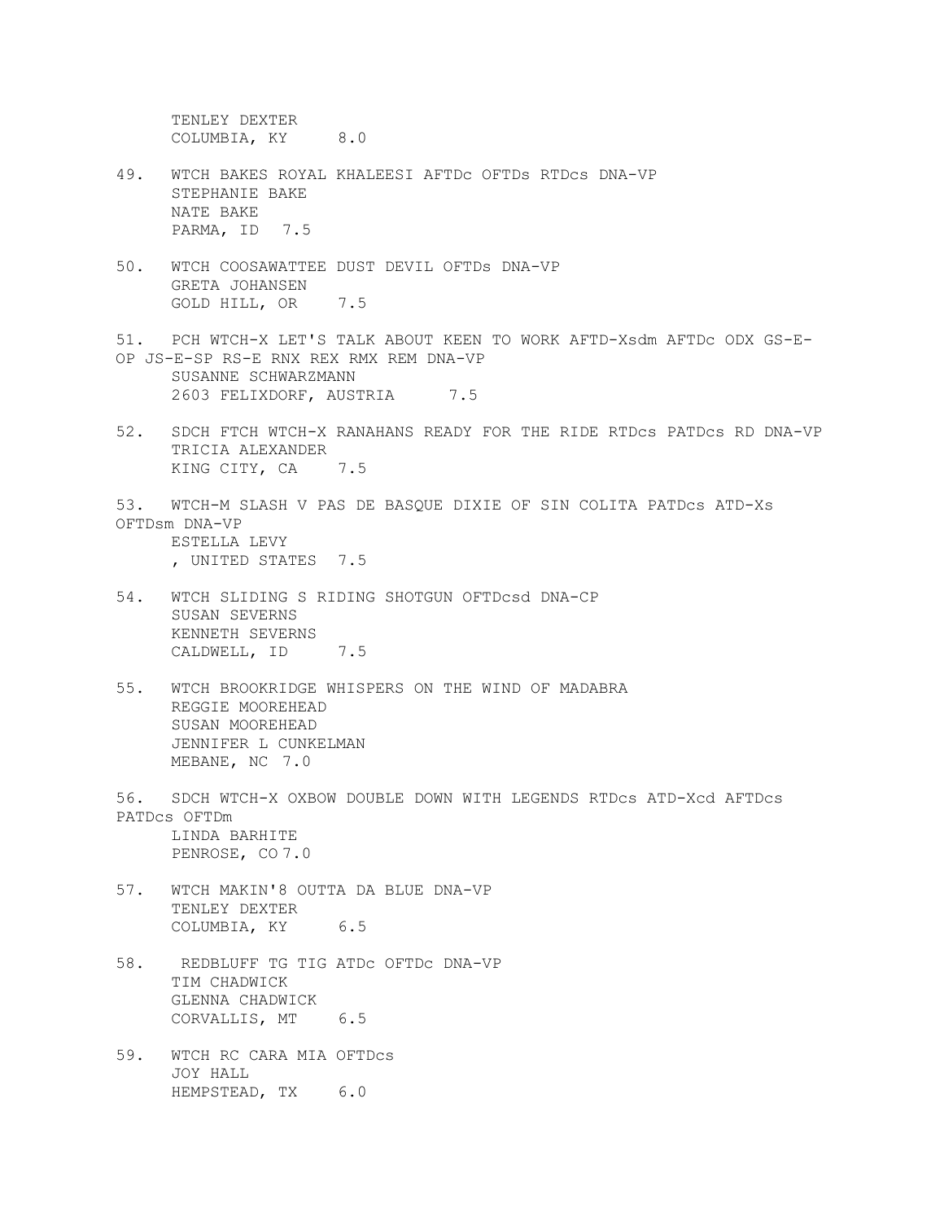TENLEY DEXTER
COLUMBIA, KY 8.0

49. WTCH BAKES ROYAL KHALEESI AFTDc OFTDs RTDcs DNA-VP
STEPHANIE BAKE
NATE BAKE
PARMA, ID 7.5

50. WTCH COOSAWATTEE DUST DEVIL OFTDs DNA-VP
GRETA JOHANSEN
GOLD HILL, OR 7.5

51. PCH WTCH-X LET'S TALK ABOUT KEEN TO WORK AFTD-Xsdm AFTDc ODX GS-E-OP JS-E-SP RS-E RNX REX RMX REM DNA-VP
SUSANNE SCHWARZMANN
2603 FELIXDORF, AUSTRIA 7.5

52. SDCH FTCH WTCH-X RANAHANS READY FOR THE RIDE RTDcs PATDcs RD DNA-VP
TRICIA ALEXANDER
KING CITY, CA 7.5

53. WTCH-M SLASH V PAS DE BASQUE DIXIE OF SIN COLITA PATDcs ATD-Xs OFTDsm DNA-VP
ESTELLA LEVY
, UNITED STATES 7.5

54. WTCH SLIDING S RIDING SHOTGUN OFTDcsd DNA-CP
SUSAN SEVERNS
KENNETH SEVERNS
CALDWELL, ID 7.5

55. WTCH BROOKRIDGE WHISPERS ON THE WIND OF MADABRA
REGGIE MOOREHEAD
SUSAN MOOREHEAD
JENNIFER L CUNKELMAN
MEBANE, NC 7.0

56. SDCH WTCH-X OXBOW DOUBLE DOWN WITH LEGENDS RTDcs ATD-Xcd AFTDcs PATDcs OFTDm
LINDA BARHITE
PENROSE, CO 7.0

57. WTCH MAKIN'8 OUTTA DA BLUE DNA-VP
TENLEY DEXTER
COLUMBIA, KY 6.5

58. REDBLUFF TG TIG ATDc OFTDc DNA-VP
TIM CHADWICK
GLENNA CHADWICK
CORVALLIS, MT 6.5

59. WTCH RC CARA MIA OFTDcs
JOY HALL
HEMPSTEAD, TX 6.0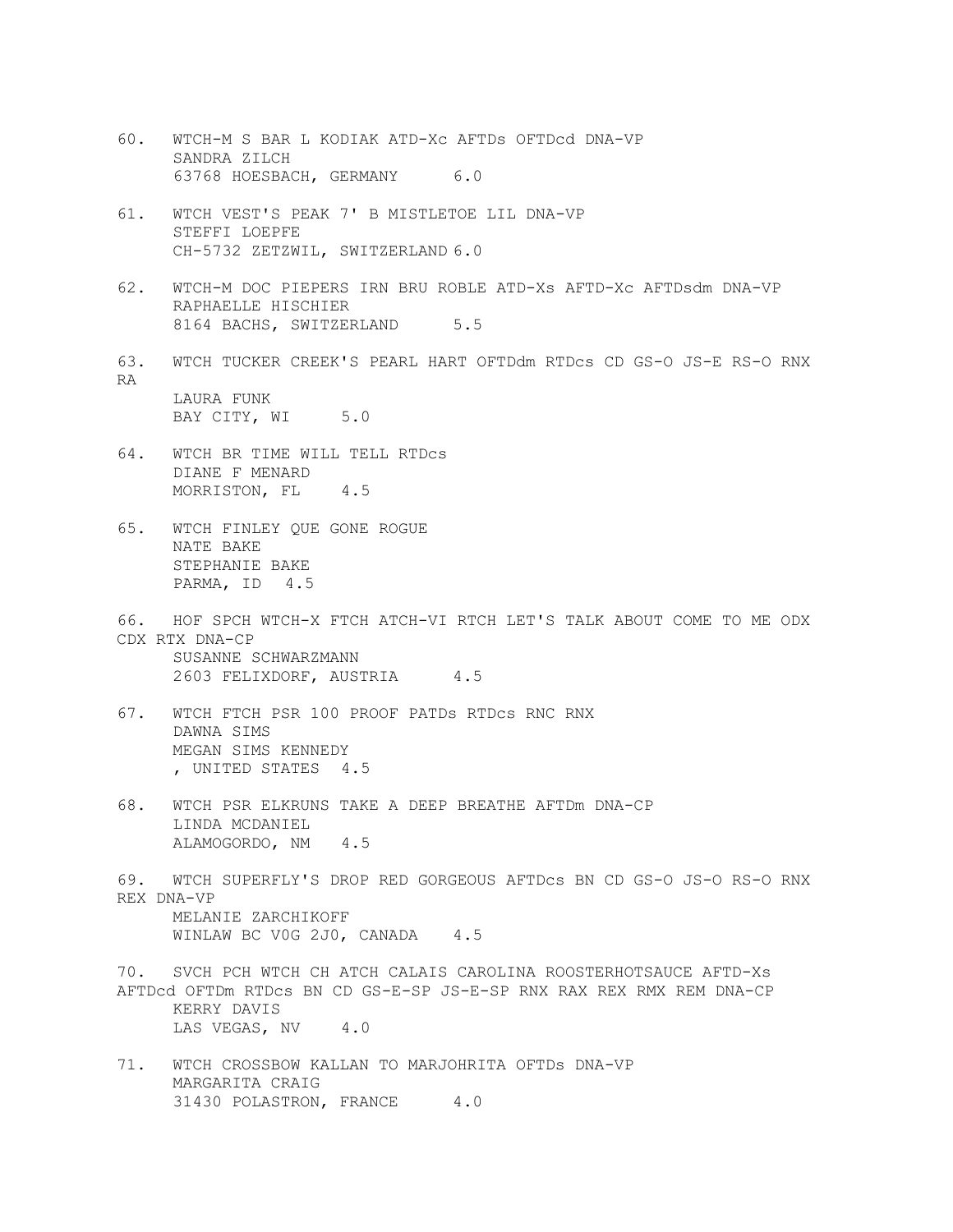60. WTCH-M S BAR L KODIAK ATD-Xc AFTDs OFTDcd DNA-VP
    SANDRA ZILCH
    63768 HOESBACH, GERMANY 6.0

61. WTCH VEST'S PEAK 7' B MISTLETOE LIL DNA-VP
    STEFFI LOEPFE
    CH-5732 ZETZWIL, SWITZERLAND 6.0

62. WTCH-M DOC PIEPERS IRN BRU ROBLE ATD-Xs AFTD-Xc AFTDsdm DNA-VP
    RAPHAELLE HISCHIER
    8164 BACHS, SWITZERLAND 5.5

63. WTCH TUCKER CREEK'S PEARL HART OFTDdm RTDcs CD GS-O JS-E RS-O RNX RA
    LAURA FUNK
    BAY CITY, WI 5.0

64. WTCH BR TIME WILL TELL RTDcs
    DIANE F MENARD
    MORRISTON, FL 4.5

65. WTCH FINLEY QUE GONE ROGUE
    NATE BAKE
    STEPHANIE BAKE
    PARMA, ID 4.5

66. HOF SPCH WTCH-X FTCH ATCH-VI RTCH LET'S TALK ABOUT COME TO ME ODX CDX RTX DNA-CP
    SUSANNE SCHWARZMANN
    2603 FELIXDORF, AUSTRIA 4.5

67. WTCH FTCH PSR 100 PROOF PATDs RTDcs RNC RNX
    DAWNA SIMS
    MEGAN SIMS KENNEDY
    , UNITED STATES 4.5

68. WTCH PSR ELKRUNS TAKE A DEEP BREATHE AFTDm DNA-CP
    LINDA MCDANIEL
    ALAMOGORDO, NM 4.5

69. WTCH SUPERFLY'S DROP RED GORGEOUS AFTDcs BN CD GS-O JS-O RS-O RNX REX DNA-VP
    MELANIE ZARCHIKOFF
    WINLAW BC V0G 2J0, CANADA 4.5

70. SVCH PCH WTCH CH ATCH CALAIS CAROLINA ROOSTERHOTSAUCE AFTD-Xs AFTDcd OFTDm RTDcs BN CD GS-E-SP JS-E-SP RNX RAX REX RMX REM DNA-CP
    KERRY DAVIS
    LAS VEGAS, NV 4.0

71. WTCH CROSSBOW KALLAN TO MARJOHRITA OFTDs DNA-VP
    MARGARITA CRAIG
    31430 POLASTRON, FRANCE 4.0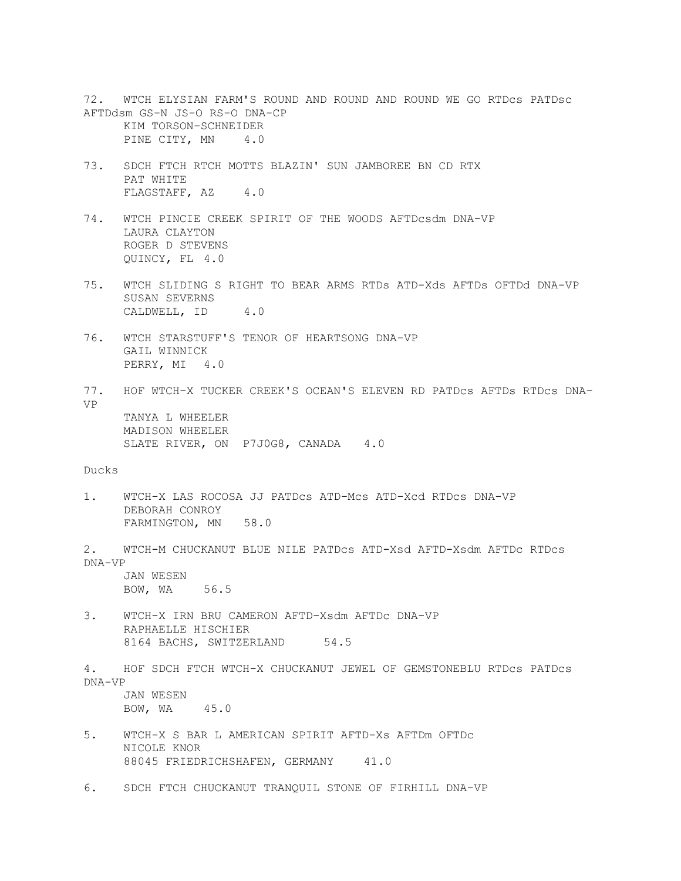72. WTCH ELYSIAN FARM'S ROUND AND ROUND AND ROUND WE GO RTDcs PATDsc AFTDdsm GS-N JS-O RS-O DNA-CP
KIM TORSON-SCHNEIDER
PINE CITY, MN 4.0

73. SDCH FTCH RTCH MOTTS BLAZIN' SUN JAMBOREE BN CD RTX
PAT WHITE
FLAGSTAFF, AZ 4.0

74. WTCH PINCIE CREEK SPIRIT OF THE WOODS AFTDcsdm DNA-VP
LAURA CLAYTON
ROGER D STEVENS
QUINCY, FL 4.0

75. WTCH SLIDING S RIGHT TO BEAR ARMS RTDs ATD-Xds AFTDs OFTDd DNA-VP
SUSAN SEVERNS
CALDWELL, ID 4.0

76. WTCH STARSTUFF'S TENOR OF HEARTSONG DNA-VP
GAIL WINNICK
PERRY, MI 4.0

77. HOF WTCH-X TUCKER CREEK'S OCEAN'S ELEVEN RD PATDcs AFTDs RTDcs DNA-VP
TANYA L WHEELER
MADISON WHEELER
SLATE RIVER, ON P7J0G8, CANADA 4.0

Ducks

1. WTCH-X LAS ROCOSA JJ PATDcs ATD-Mcs ATD-Xcd RTDcs DNA-VP
DEBORAH CONROY
FARMINGTON, MN 58.0

2. WTCH-M CHUCKANUT BLUE NILE PATDcs ATD-Xsd AFTD-Xsdm AFTDc RTDcs DNA-VP
JAN WESEN
BOW, WA 56.5

3. WTCH-X IRN BRU CAMERON AFTD-Xsdm AFTDc DNA-VP
RAPHAELLE HISCHIER
8164 BACHS, SWITZERLAND 54.5

4. HOF SDCH FTCH WTCH-X CHUCKANUT JEWEL OF GEMSTONEBLU RTDcs PATDcs DNA-VP
JAN WESEN
BOW, WA 45.0

5. WTCH-X S BAR L AMERICAN SPIRIT AFTD-Xs AFTDm OFTDc
NICOLE KNOR
88045 FRIEDRICHSHAFEN, GERMANY 41.0

6. SDCH FTCH CHUCKANUT TRANQUIL STONE OF FIRHILL DNA-VP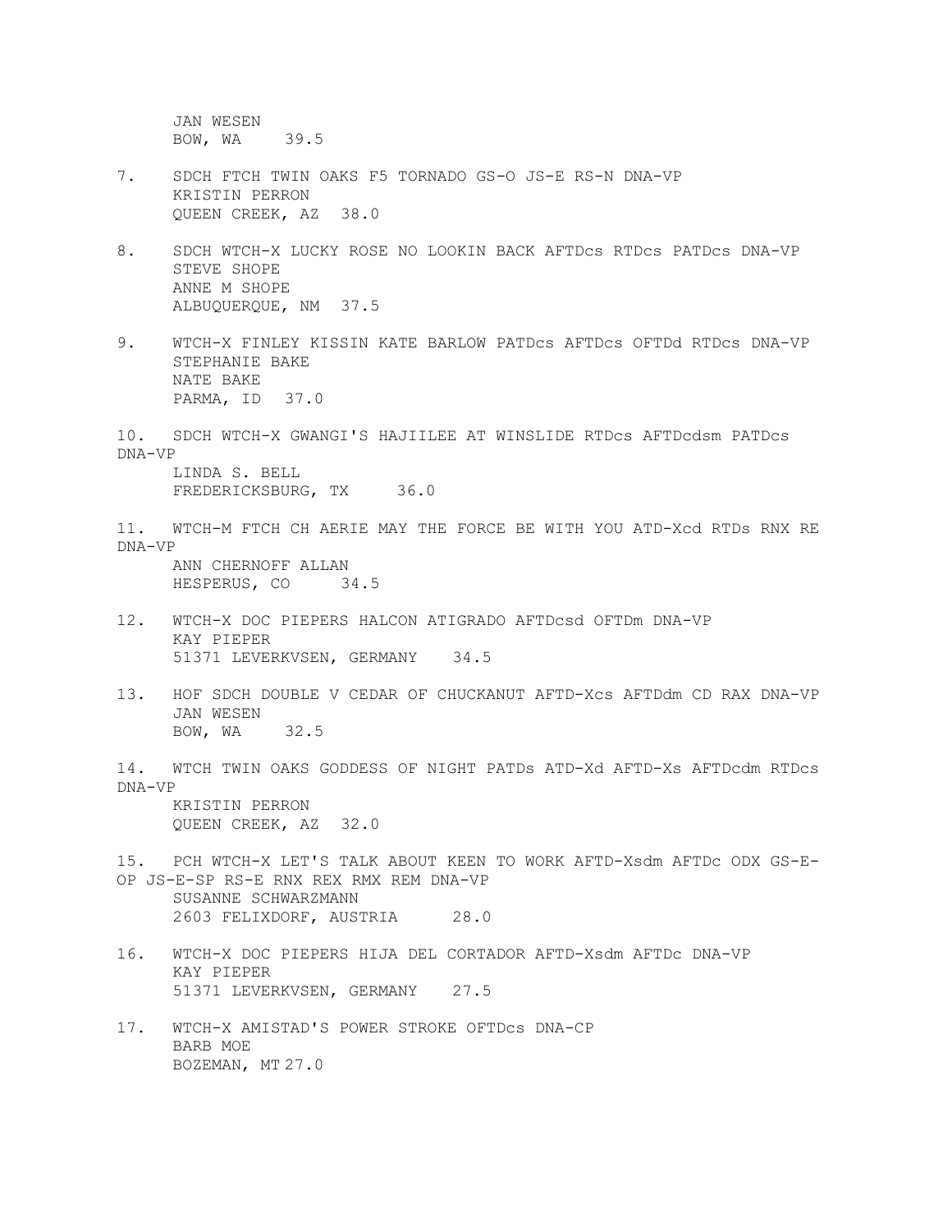JAN WESEN
BOW, WA 39.5

7. SDCH FTCH TWIN OAKS F5 TORNADO GS-O JS-E RS-N DNA-VP
   KRISTIN PERRON
   QUEEN CREEK, AZ 38.0

8. SDCH WTCH-X LUCKY ROSE NO LOOKIN BACK AFTDcs RTDcs PATDcs DNA-VP
   STEVE SHOPE
   ANNE M SHOPE
   ALBUQUERQUE, NM 37.5

9. WTCH-X FINLEY KISSIN KATE BARLOW PATDcs AFTDcs OFTDd RTDcs DNA-VP
   STEPHANIE BAKE
   NATE BAKE
   PARMA, ID 37.0

10. SDCH WTCH-X GWANGI'S HAJIILEE AT WINSLIDE RTDcs AFTDcdsm PATDcs DNA-VP
    LINDA S. BELL
    FREDERICKSBURG, TX 36.0

11. WTCH-M FTCH CH AERIE MAY THE FORCE BE WITH YOU ATD-Xcd RTDs RNX RE DNA-VP
    ANN CHERNOFF ALLAN
    HESPERUS, CO 34.5

12. WTCH-X DOC PIEPERS HALCON ATIGRADO AFTDcsd OFTDm DNA-VP
    KAY PIEPER
    51371 LEVERKVSEN, GERMANY 34.5

13. HOF SDCH DOUBLE V CEDAR OF CHUCKANUT AFTD-Xcs AFTDdm CD RAX DNA-VP
    JAN WESEN
    BOW, WA 32.5

14. WTCH TWIN OAKS GODDESS OF NIGHT PATDs ATD-Xd AFTD-Xs AFTDcdm RTDcs DNA-VP
    KRISTIN PERRON
    QUEEN CREEK, AZ 32.0

15. PCH WTCH-X LET'S TALK ABOUT KEEN TO WORK AFTD-Xsdm AFTDc ODX GS-E-OP JS-E-SP RS-E RNX REX RMX REM DNA-VP
    SUSANNE SCHWARZMANN
    2603 FELIXDORF, AUSTRIA 28.0

16. WTCH-X DOC PIEPERS HIJA DEL CORTADOR AFTD-Xsdm AFTDc DNA-VP
    KAY PIEPER
    51371 LEVERKVSEN, GERMANY 27.5

17. WTCH-X AMISTAD'S POWER STROKE OFTDcs DNA-CP
    BARB MOE
    BOZEMAN, MT 27.0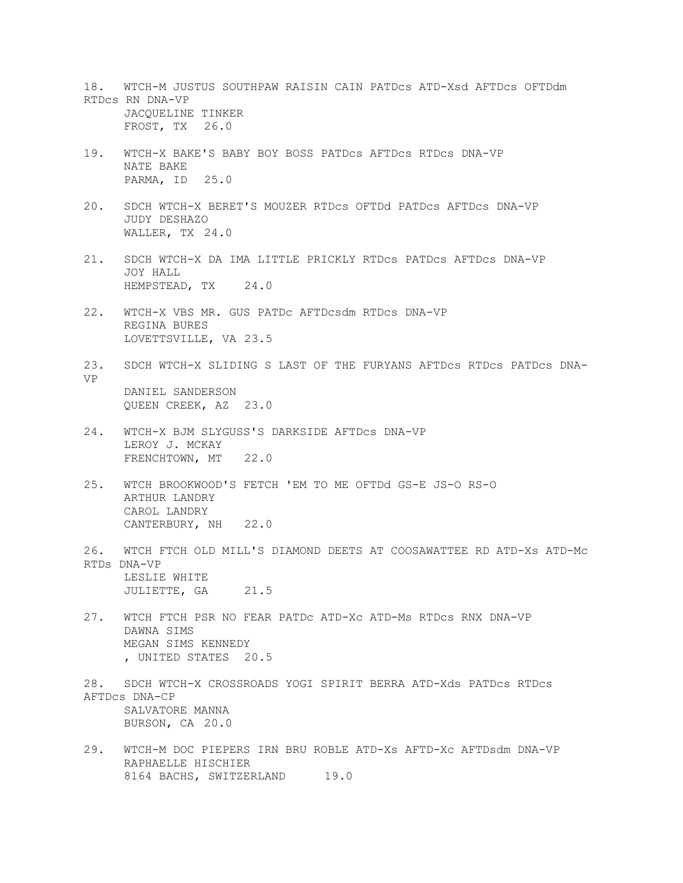18. WTCH-M JUSTUS SOUTHPAW RAISIN CAIN PATDcs ATD-Xsd AFTDcs OFTDdm RTDcs RN DNA-VP
    JACQUELINE TINKER
    FROST, TX 26.0

19. WTCH-X BAKE'S BABY BOY BOSS PATDcs AFTDcs RTDcs DNA-VP
    NATE BAKE
    PARMA, ID 25.0

20. SDCH WTCH-X BERET'S MOUZER RTDcs OFTDd PATDcs AFTDcs DNA-VP
    JUDY DESHAZO
    WALLER, TX 24.0

21. SDCH WTCH-X DA IMA LITTLE PRICKLY RTDcs PATDcs AFTDcs DNA-VP
    JOY HALL
    HEMPSTEAD, TX 24.0

22. WTCH-X VBS MR. GUS PATDc AFTDcsdm RTDcs DNA-VP
    REGINA BURES
    LOVETTSVILLE, VA 23.5

23. SDCH WTCH-X SLIDING S LAST OF THE FURYANS AFTDcs RTDcs PATDcs DNA-VP
    DANIEL SANDERSON
    QUEEN CREEK, AZ 23.0

24. WTCH-X BJM SLYGUSS'S DARKSIDE AFTDcs DNA-VP
    LEROY J. MCKAY
    FRENCHTOWN, MT 22.0

25. WTCH BROOKWOOD'S FETCH 'EM TO ME OFTDd GS-E JS-O RS-O
    ARTHUR LANDRY
    CAROL LANDRY
    CANTERBURY, NH 22.0

26. WTCH FTCH OLD MILL'S DIAMOND DEETS AT COOSAWATTEE RD ATD-Xs ATD-Mc RTDs DNA-VP
    LESLIE WHITE
    JULIETTE, GA 21.5

27. WTCH FTCH PSR NO FEAR PATDc ATD-Xc ATD-Ms RTDcs RNX DNA-VP
    DAWNA SIMS
    MEGAN SIMS KENNEDY
    , UNITED STATES 20.5

28. SDCH WTCH-X CROSSROADS YOGI SPIRIT BERRA ATD-Xds PATDcs RTDcs AFTDcs DNA-CP
    SALVATORE MANNA
    BURSON, CA 20.0

29. WTCH-M DOC PIEPERS IRN BRU ROBLE ATD-Xs AFTD-Xc AFTDsdm DNA-VP
    RAPHAELLE HISCHIER
    8164 BACHS, SWITZERLAND 19.0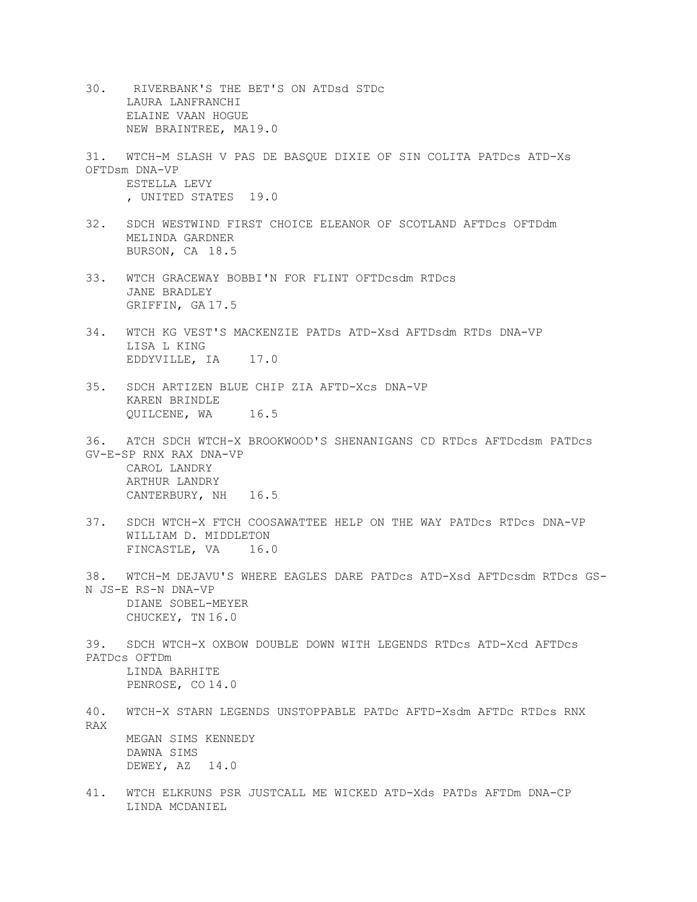30. RIVERBANK'S THE BET'S ON ATDsd STDc
    LAURA LANFRANCHI
    ELAINE VAAN HOGUE
    NEW BRAINTREE, MA 19.0

31. WTCH-M SLASH V PAS DE BASQUE DIXIE OF SIN COLITA PATDcs ATD-Xs OFTDsm DNA-VP
    ESTELLA LEVY
    , UNITED STATES 19.0

32. SDCH WESTWIND FIRST CHOICE ELEANOR OF SCOTLAND AFTDcs OFTDdm
    MELINDA GARDNER
    BURSON, CA 18.5

33. WTCH GRACEWAY BOBBI'N FOR FLINT OFTDcsdm RTDcs
    JANE BRADLEY
    GRIFFIN, GA 17.5

34. WTCH KG VEST'S MACKENZIE PATDs ATD-Xsd AFTDsdm RTDs DNA-VP
    LISA L KING
    EDDYVILLE, IA 17.0

35. SDCH ARTIZEN BLUE CHIP ZIA AFTD-Xcs DNA-VP
    KAREN BRINDLE
    QUILCENE, WA 16.5

36. ATCH SDCH WTCH-X BROOKWOOD'S SHENANIGANS CD RTDcs AFTDcdsm PATDcs GV-E-SP RNX RAX DNA-VP
    CAROL LANDRY
    ARTHUR LANDRY
    CANTERBURY, NH 16.5

37. SDCH WTCH-X FTCH COOSAWATTEE HELP ON THE WAY PATDcs RTDcs DNA-VP
    WILLIAM D. MIDDLETON
    FINCASTLE, VA 16.0

38. WTCH-M DEJAVU'S WHERE EAGLES DARE PATDcs ATD-Xsd AFTDcsdm RTDcs GS-N JS-E RS-N DNA-VP
    DIANE SOBEL-MEYER
    CHUCKEY, TN 16.0

39. SDCH WTCH-X OXBOW DOUBLE DOWN WITH LEGENDS RTDcs ATD-Xcd AFTDcs PATDcs OFTDm
    LINDA BARHITE
    PENROSE, CO 14.0

40. WTCH-X STARN LEGENDS UNSTOPPABLE PATDc AFTD-Xsdm AFTDc RTDcs RNX RAX
    MEGAN SIMS KENNEDY
    DAWNA SIMS
    DEWEY, AZ 14.0

41. WTCH ELKRUNS PSR JUSTCALL ME WICKED ATD-Xds PATDs AFTDm DNA-CP
    LINDA MCDANIEL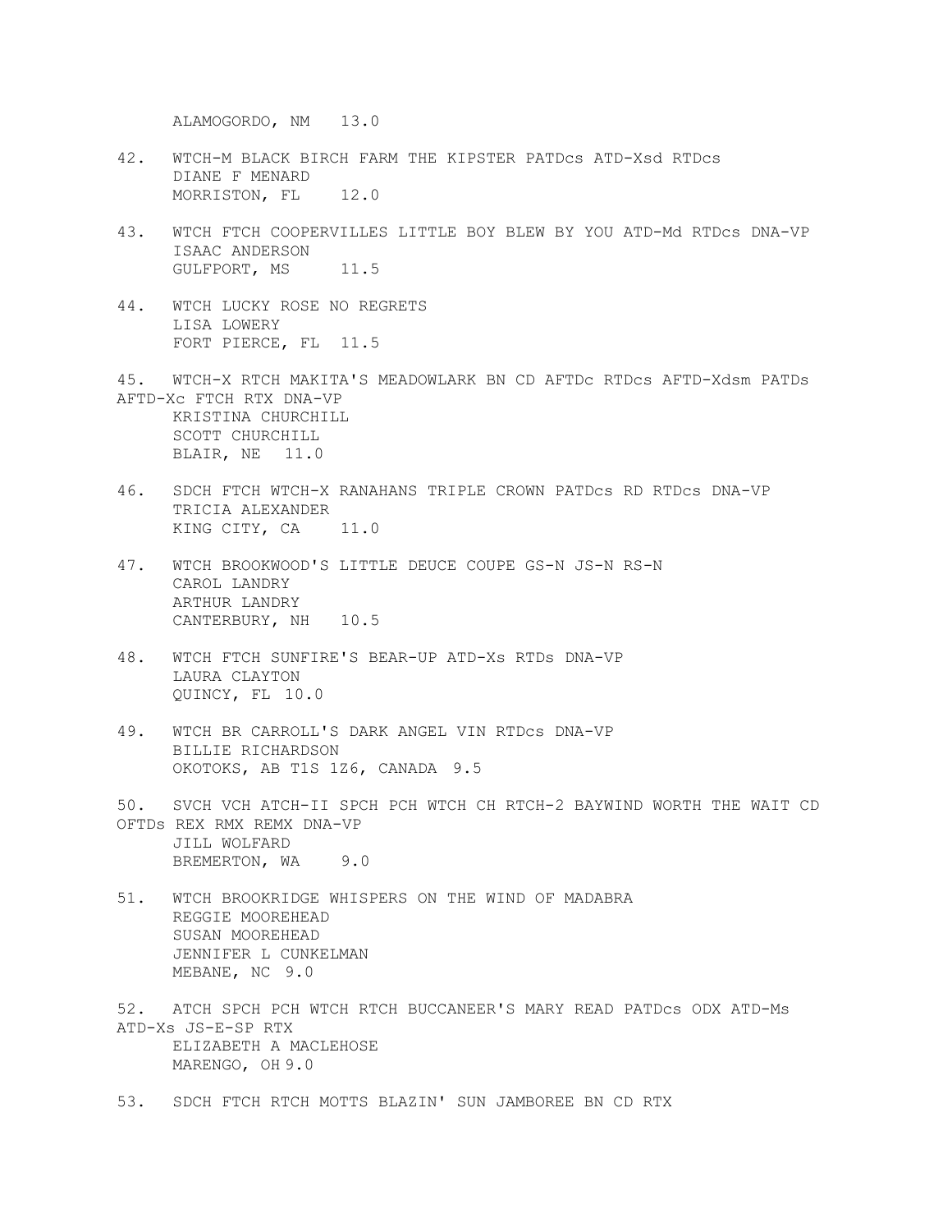ALAMOGORDO, NM   13.0

42. WTCH-M BLACK BIRCH FARM THE KIPSTER PATDcs ATD-Xsd RTDcs
    DIANE F MENARD
    MORRISTON, FL   12.0

43. WTCH FTCH COOPERVILLES LITTLE BOY BLEW BY YOU ATD-Md RTDcs DNA-VP
    ISAAC ANDERSON
    GULFPORT, MS   11.5

44. WTCH LUCKY ROSE NO REGRETS
    LISA LOWERY
    FORT PIERCE, FL  11.5

45. WTCH-X RTCH MAKITA'S MEADOWLARK BN CD AFTDc RTDcs AFTD-Xdsm PATDs AFTD-Xc FTCH RTX DNA-VP
    KRISTINA CHURCHILL
    SCOTT CHURCHILL
    BLAIR, NE  11.0

46. SDCH FTCH WTCH-X RANAHANS TRIPLE CROWN PATDcs RD RTDcs DNA-VP
    TRICIA ALEXANDER
    KING CITY, CA   11.0

47. WTCH BROOKWOOD'S LITTLE DEUCE COUPE GS-N JS-N RS-N
    CAROL LANDRY
    ARTHUR LANDRY
    CANTERBURY, NH   10.5

48. WTCH FTCH SUNFIRE'S BEAR-UP ATD-Xs RTDs DNA-VP
    LAURA CLAYTON
    QUINCY, FL 10.0

49. WTCH BR CARROLL'S DARK ANGEL VIN RTDcs DNA-VP
    BILLIE RICHARDSON
    OKOTOKS, AB T1S 1Z6, CANADA  9.5

50. SVCH VCH ATCH-II SPCH PCH WTCH CH RTCH-2 BAYWIND WORTH THE WAIT CD OFTDs REX RMX REMX DNA-VP
    JILL WOLFARD
    BREMERTON, WA   9.0

51. WTCH BROOKRIDGE WHISPERS ON THE WIND OF MADABRA
    REGGIE MOOREHEAD
    SUSAN MOOREHEAD
    JENNIFER L CUNKELMAN
    MEBANE, NC  9.0

52. ATCH SPCH PCH WTCH RTCH BUCCANEER'S MARY READ PATDcs ODX ATD-Ms ATD-Xs JS-E-SP RTX
    ELIZABETH A MACLEHOSE
    MARENGO, OH 9.0

53. SDCH FTCH RTCH MOTTS BLAZIN' SUN JAMBOREE BN CD RTX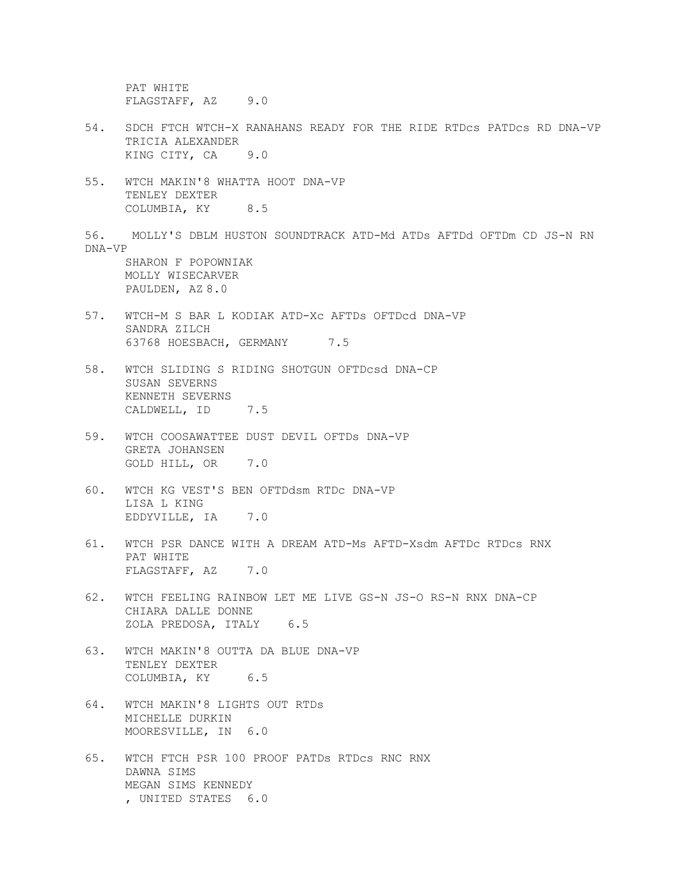PAT WHITE
FLAGSTAFF, AZ 9.0

54. SDCH FTCH WTCH-X RANAHANS READY FOR THE RIDE RTDcs PATDcs RD DNA-VP
    TRICIA ALEXANDER
    KING CITY, CA 9.0

55. WTCH MAKIN'8 WHATTA HOOT DNA-VP
    TENLEY DEXTER
    COLUMBIA, KY 8.5

56. MOLLY'S DBLM HUSTON SOUNDTRACK ATD-Md ATDs AFTDd OFTDm CD JS-N RN DNA-VP
    SHARON F POPOWNIAK
    MOLLY WISECARVER
    PAULDEN, AZ 8.0

57. WTCH-M S BAR L KODIAK ATD-Xc AFTDs OFTDcd DNA-VP
    SANDRA ZILCH
    63768 HOESBACH, GERMANY 7.5

58. WTCH SLIDING S RIDING SHOTGUN OFTDcsd DNA-CP
    SUSAN SEVERNS
    KENNETH SEVERNS
    CALDWELL, ID 7.5

59. WTCH COOSAWATTEE DUST DEVIL OFTDs DNA-VP
    GRETA JOHANSEN
    GOLD HILL, OR 7.0

60. WTCH KG VEST'S BEN OFTDdsm RTDc DNA-VP
    LISA L KING
    EDDYVILLE, IA 7.0

61. WTCH PSR DANCE WITH A DREAM ATD-Ms AFTD-Xsdm AFTDc RTDcs RNX
    PAT WHITE
    FLAGSTAFF, AZ 7.0

62. WTCH FEELING RAINBOW LET ME LIVE GS-N JS-O RS-N RNX DNA-CP
    CHIARA DALLE DONNE
    ZOLA PREDOSA, ITALY 6.5

63. WTCH MAKIN'8 OUTTA DA BLUE DNA-VP
    TENLEY DEXTER
    COLUMBIA, KY 6.5

64. WTCH MAKIN'8 LIGHTS OUT RTDs
    MICHELLE DURKIN
    MOORESVILLE, IN 6.0

65. WTCH FTCH PSR 100 PROOF PATDs RTDcs RNC RNX
    DAWNA SIMS
    MEGAN SIMS KENNEDY
    , UNITED STATES 6.0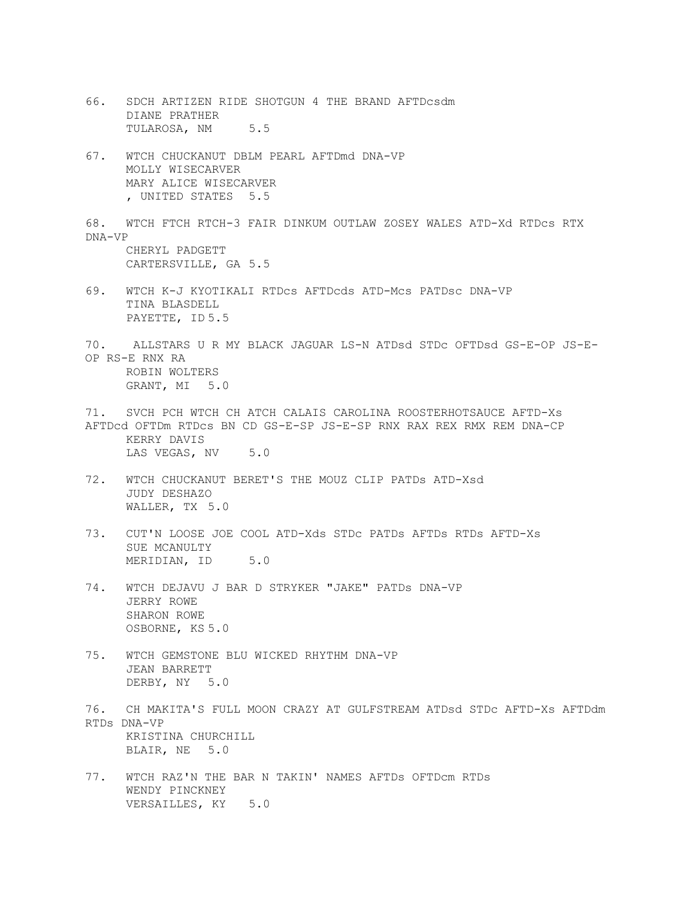66. SDCH ARTIZEN RIDE SHOTGUN 4 THE BRAND AFTDcsdm
    DIANE PRATHER
    TULAROSA, NM 5.5

67. WTCH CHUCKANUT DBLM PEARL AFTDmd DNA-VP
    MOLLY WISECARVER
    MARY ALICE WISECARVER
    , UNITED STATES 5.5

68. WTCH FTCH RTCH-3 FAIR DINKUM OUTLAW ZOSEY WALES ATD-Xd RTDcs RTX DNA-VP
    CHERYL PADGETT
    CARTERSVILLE, GA 5.5

69. WTCH K-J KYOTIKALI RTDcs AFTDcds ATD-Mcs PATDsc DNA-VP
    TINA BLASDELL
    PAYETTE, ID 5.5

70. ALLSTARS U R MY BLACK JAGUAR LS-N ATDsd STDc OFTDsd GS-E-OP JS-E-OP RS-E RNX RA
    ROBIN WOLTERS
    GRANT, MI 5.0

71. SVCH PCH WTCH CH ATCH CALAIS CAROLINA ROOSTERHOTSAUCE AFTD-Xs AFTDcd OFTDm RTDcs BN CD GS-E-SP JS-E-SP RNX RAX REX RMX REM DNA-CP
    KERRY DAVIS
    LAS VEGAS, NV 5.0

72. WTCH CHUCKANUT BERET'S THE MOUZ CLIP PATDs ATD-Xsd
    JUDY DESHAZO
    WALLER, TX 5.0

73. CUT'N LOOSE JOE COOL ATD-Xds STDc PATDs AFTDs RTDs AFTD-Xs
    SUE MCANULTY
    MERIDIAN, ID 5.0

74. WTCH DEJAVU J BAR D STRYKER "JAKE" PATDs DNA-VP
    JERRY ROWE
    SHARON ROWE
    OSBORNE, KS 5.0

75. WTCH GEMSTONE BLU WICKED RHYTHM DNA-VP
    JEAN BARRETT
    DERBY, NY 5.0

76. CH MAKITA'S FULL MOON CRAZY AT GULFSTREAM ATDsd STDc AFTD-Xs AFTDdm RTDs DNA-VP
    KRISTINA CHURCHILL
    BLAIR, NE 5.0

77. WTCH RAZ'N THE BAR N TAKIN' NAMES AFTDs OFTDcm RTDs
    WENDY PINCKNEY
    VERSAILLES, KY 5.0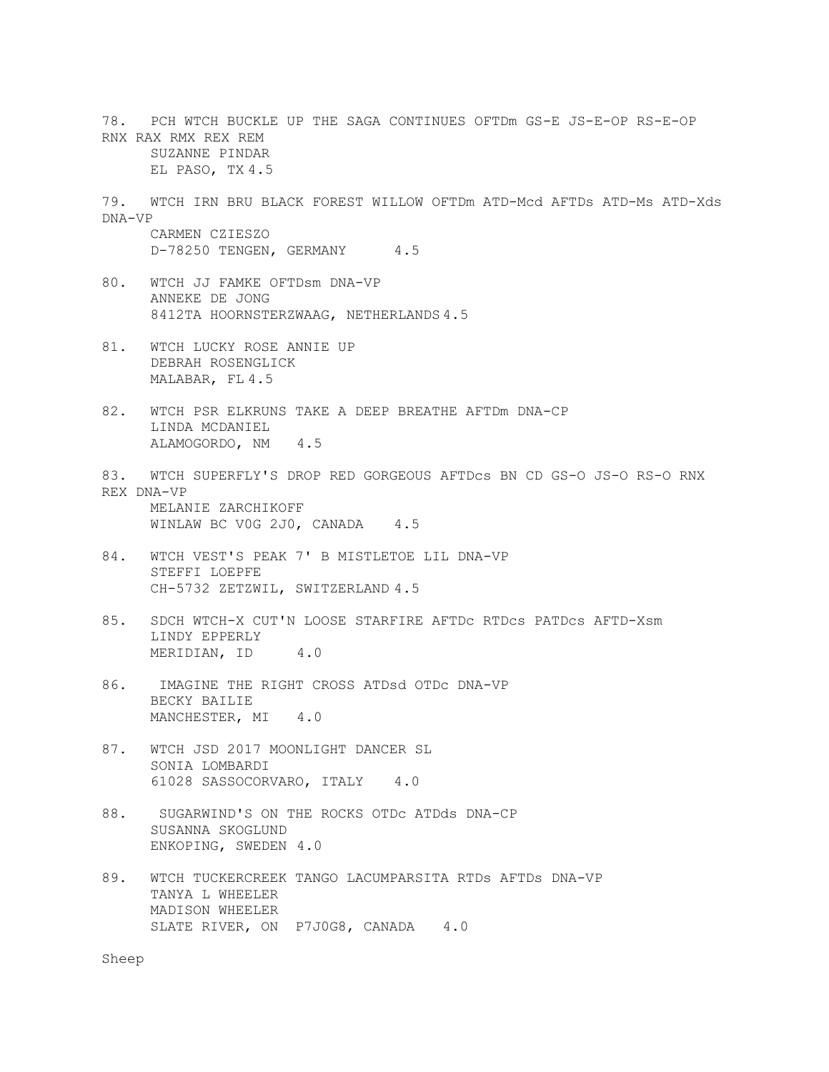78. PCH WTCH BUCKLE UP THE SAGA CONTINUES OFTDm GS-E JS-E-OP RS-E-OP RNX RAX RMX REX REM
SUZANNE PINDAR
EL PASO, TX 4.5

79. WTCH IRN BRU BLACK FOREST WILLOW OFTDm ATD-Mcd AFTDs ATD-Ms ATD-Xds DNA-VP
CARMEN CZIESZO
D-78250 TENGEN, GERMANY 4.5

80. WTCH JJ FAMKE OFTDsm DNA-VP
ANNEKE DE JONG
8412TA HOORNSTERZWAAG, NETHERLANDS 4.5

81. WTCH LUCKY ROSE ANNIE UP
DEBRAH ROSENGLICK
MALABAR, FL 4.5

82. WTCH PSR ELKRUNS TAKE A DEEP BREATHE AFTDm DNA-CP
LINDA MCDANIEL
ALAMOGORDO, NM 4.5

83. WTCH SUPERFLY'S DROP RED GORGEOUS AFTDcs BN CD GS-O JS-O RS-O RNX REX DNA-VP
MELANIE ZARCHIKOFF
WINLAW BC V0G 2J0, CANADA 4.5

84. WTCH VEST'S PEAK 7' B MISTLETOE LIL DNA-VP
STEFFI LOEPFE
CH-5732 ZETZWIL, SWITZERLAND 4.5

85. SDCH WTCH-X CUT'N LOOSE STARFIRE AFTDc RTDcs PATDcs AFTD-Xsm
LINDY EPPERLY
MERIDIAN, ID 4.0

86. IMAGINE THE RIGHT CROSS ATDsd OTDc DNA-VP
BECKY BAILIE
MANCHESTER, MI 4.0

87. WTCH JSD 2017 MOONLIGHT DANCER SL
SONIA LOMBARDI
61028 SASSOCORVARO, ITALY 4.0

88. SUGARWIND'S ON THE ROCKS OTDc ATDds DNA-CP
SUSANNA SKOGLUND
ENKOPING, SWEDEN 4.0

89. WTCH TUCKERCREEK TANGO LACUMPARSITA RTDs AFTDs DNA-VP
TANYA L WHEELER
MADISON WHEELER
SLATE RIVER, ON P7J0G8, CANADA 4.0

Sheep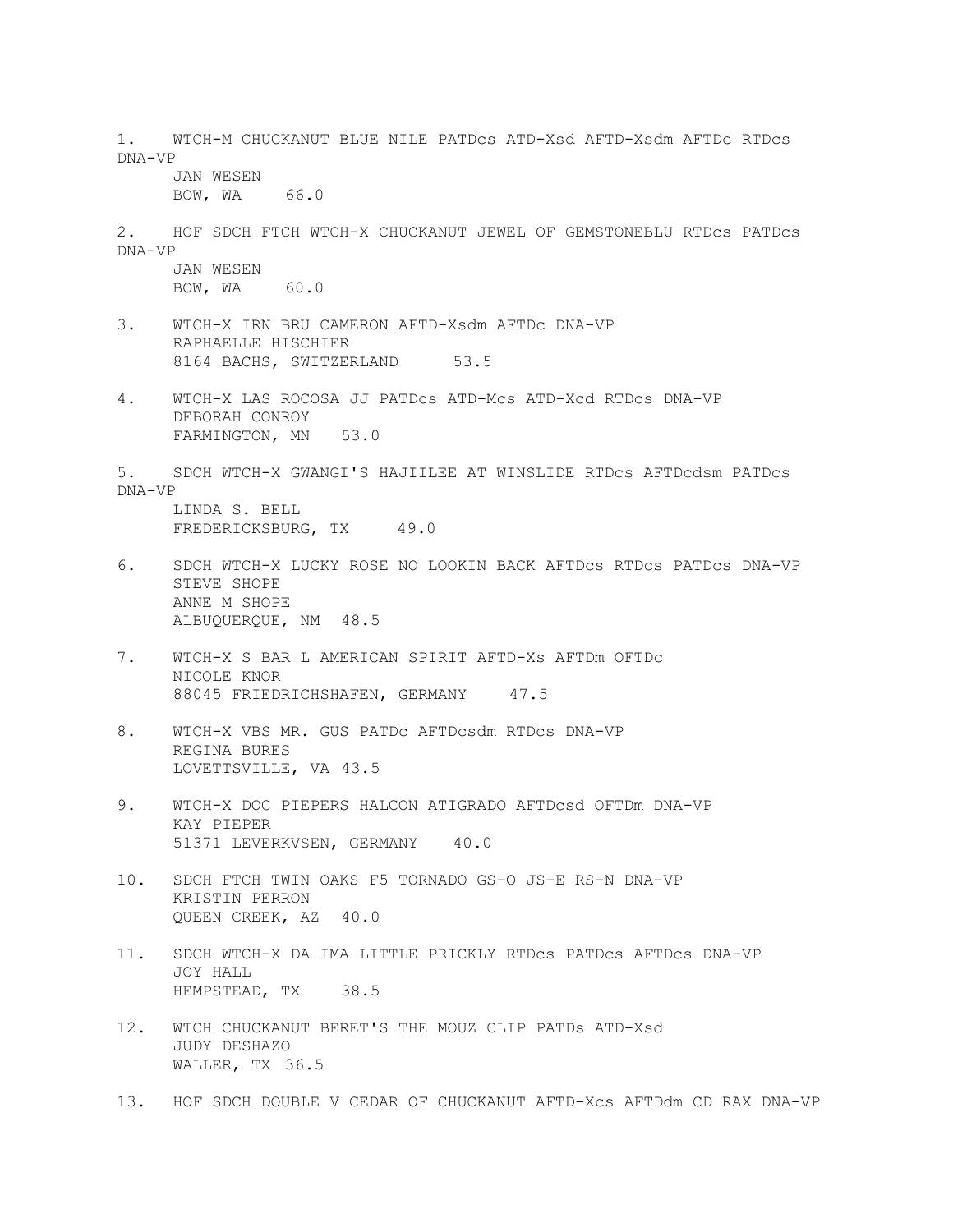1. WTCH-M CHUCKANUT BLUE NILE PATDcs ATD-Xsd AFTD-Xsdm AFTDc RTDcs DNA-VP
   JAN WESEN
   BOW, WA 66.0

2. HOF SDCH FTCH WTCH-X CHUCKANUT JEWEL OF GEMSTONEBLU RTDcs PATDcs DNA-VP
   JAN WESEN
   BOW, WA 60.0

3. WTCH-X IRN BRU CAMERON AFTD-Xsdm AFTDc DNA-VP
   RAPHAELLE HISCHIER
   8164 BACHS, SWITZERLAND 53.5

4. WTCH-X LAS ROCOSA JJ PATDcs ATD-Mcs ATD-Xcd RTDcs DNA-VP
   DEBORAH CONROY
   FARMINGTON, MN 53.0

5. SDCH WTCH-X GWANGI'S HAJIILEE AT WINSLIDE RTDcs AFTDcdsm PATDcs DNA-VP
   LINDA S. BELL
   FREDERICKSBURG, TX 49.0

6. SDCH WTCH-X LUCKY ROSE NO LOOKIN BACK AFTDcs RTDcs PATDcs DNA-VP
   STEVE SHOPE
   ANNE M SHOPE
   ALBUQUERQUE, NM 48.5

7. WTCH-X S BAR L AMERICAN SPIRIT AFTD-Xs AFTDm OFTDc
   NICOLE KNOR
   88045 FRIEDRICHSHAFEN, GERMANY 47.5

8. WTCH-X VBS MR. GUS PATDc AFTDcsdm RTDcs DNA-VP
   REGINA BURES
   LOVETTSVILLE, VA 43.5

9. WTCH-X DOC PIEPERS HALCON ATIGRADO AFTDcsd OFTDm DNA-VP
   KAY PIEPER
   51371 LEVERKVSEN, GERMANY 40.0

10. SDCH FTCH TWIN OAKS F5 TORNADO GS-O JS-E RS-N DNA-VP
    KRISTIN PERRON
    QUEEN CREEK, AZ 40.0

11. SDCH WTCH-X DA IMA LITTLE PRICKLY RTDcs PATDcs AFTDcs DNA-VP
    JOY HALL
    HEMPSTEAD, TX 38.5

12. WTCH CHUCKANUT BERET'S THE MOUZ CLIP PATDs ATD-Xsd
    JUDY DESHAZO
    WALLER, TX 36.5

13. HOF SDCH DOUBLE V CEDAR OF CHUCKANUT AFTD-Xcs AFTDdm CD RAX DNA-VP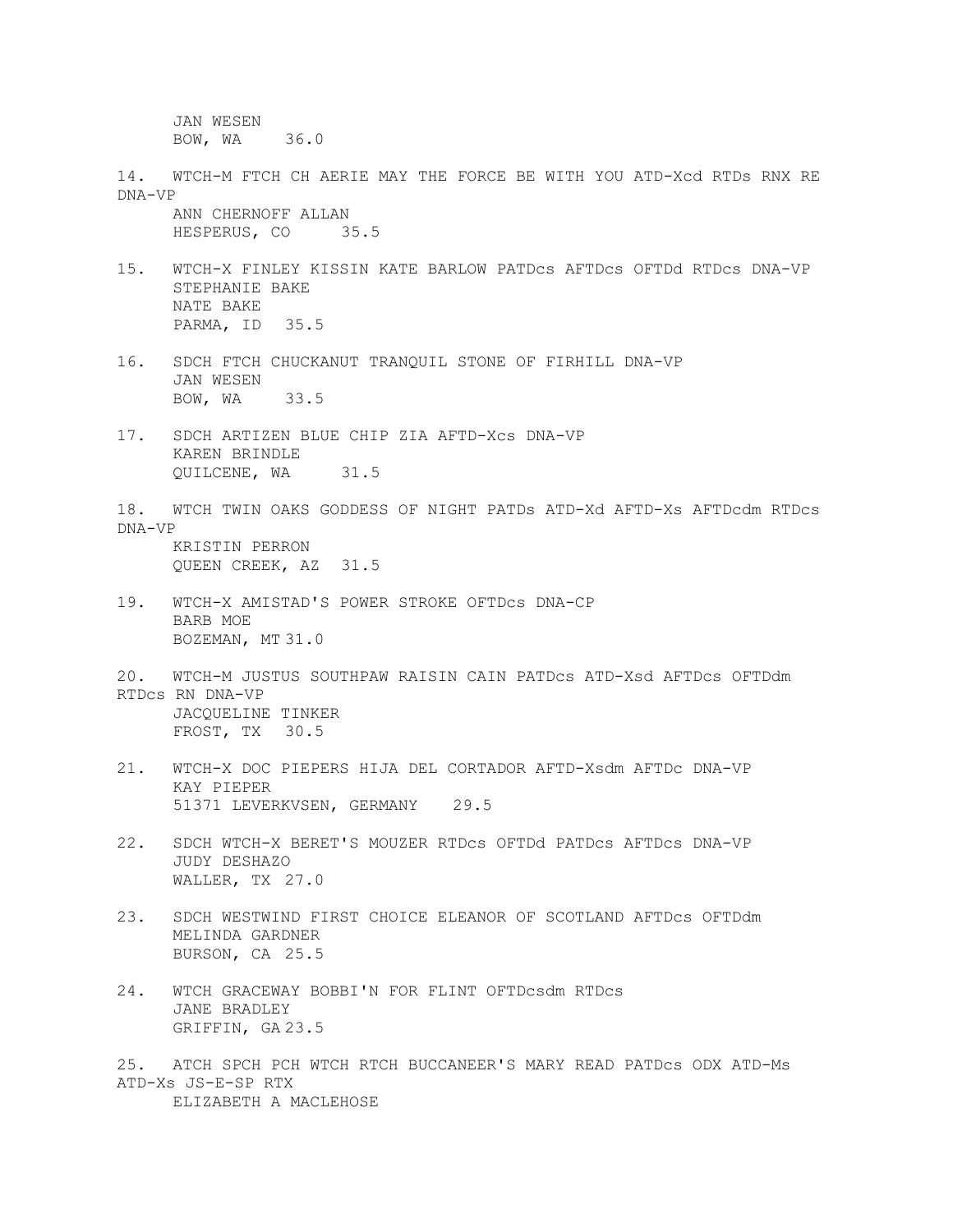JAN WESEN
BOW, WA 36.0

14. WTCH-M FTCH CH AERIE MAY THE FORCE BE WITH YOU ATD-Xcd RTDs RNX RE DNA-VP
ANN CHERNOFF ALLAN
HESPERUS, CO 35.5

15. WTCH-X FINLEY KISSIN KATE BARLOW PATDcs AFTDcs OFTDd RTDcs DNA-VP
STEPHANIE BAKE
NATE BAKE
PARMA, ID 35.5

16. SDCH FTCH CHUCKANUT TRANQUIL STONE OF FIRHILL DNA-VP
JAN WESEN
BOW, WA 33.5

17. SDCH ARTIZEN BLUE CHIP ZIA AFTD-Xcs DNA-VP
KAREN BRINDLE
QUILCENE, WA 31.5

18. WTCH TWIN OAKS GODDESS OF NIGHT PATDs ATD-Xd AFTD-Xs AFTDcdm RTDcs DNA-VP
KRISTIN PERRON
QUEEN CREEK, AZ 31.5

19. WTCH-X AMISTAD'S POWER STROKE OFTDcs DNA-CP
BARB MOE
BOZEMAN, MT 31.0

20. WTCH-M JUSTUS SOUTHPAW RAISIN CAIN PATDcs ATD-Xsd AFTDcs OFTDdm RTDcs RN DNA-VP
JACQUELINE TINKER
FROST, TX 30.5

21. WTCH-X DOC PIEPERS HIJA DEL CORTADOR AFTD-Xsdm AFTDc DNA-VP
KAY PIEPER
51371 LEVERKVSEN, GERMANY 29.5

22. SDCH WTCH-X BERET'S MOUZER RTDcs OFTDd PATDcs AFTDcs DNA-VP
JUDY DESHAZO
WALLER, TX 27.0

23. SDCH WESTWIND FIRST CHOICE ELEANOR OF SCOTLAND AFTDcs OFTDdm
MELINDA GARDNER
BURSON, CA 25.5

24. WTCH GRACEWAY BOBBI'N FOR FLINT OFTDcsdm RTDcs
JANE BRADLEY
GRIFFIN, GA 23.5

25. ATCH SPCH PCH WTCH RTCH BUCCANEER'S MARY READ PATDcs ODX ATD-Ms ATD-Xs JS-E-SP RTX
ELIZABETH A MACLEHOSE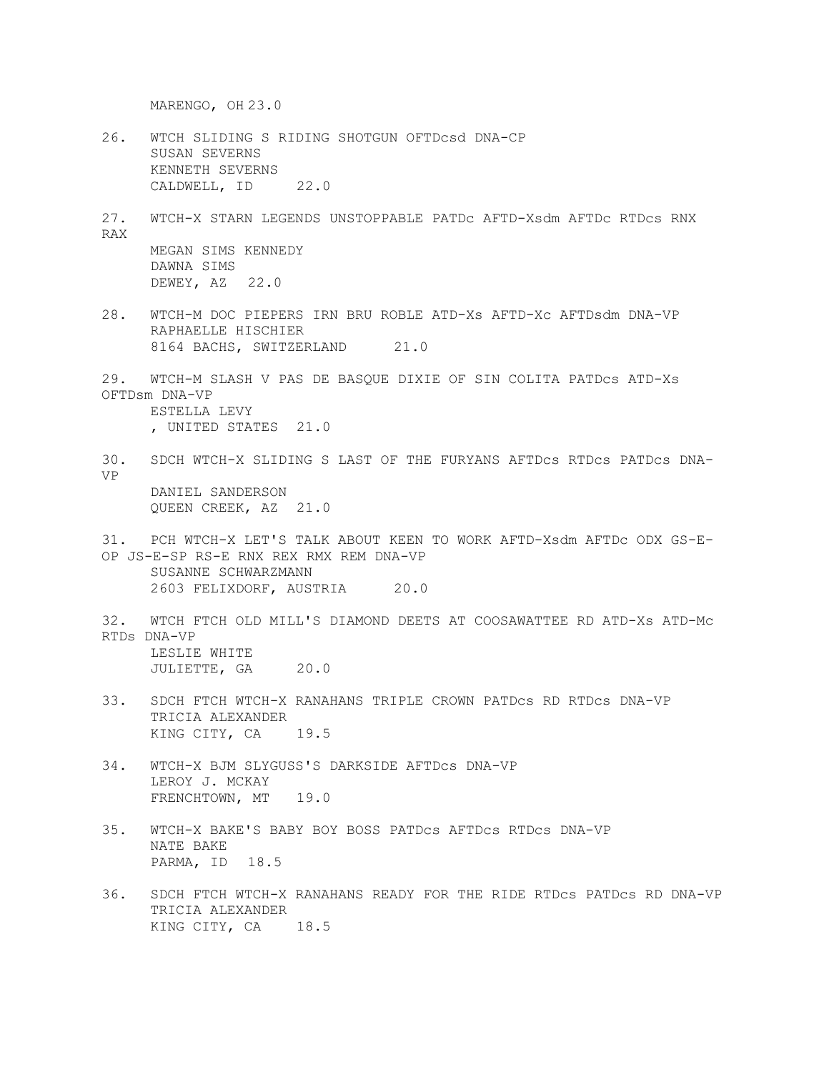MARENGO, OH 23.0

26. WTCH SLIDING S RIDING SHOTGUN OFTDcsd DNA-CP
    SUSAN SEVERNS
    KENNETH SEVERNS
    CALDWELL, ID 22.0

27. WTCH-X STARN LEGENDS UNSTOPPABLE PATDc AFTD-Xsdm AFTDc RTDcs RNX RAX
    MEGAN SIMS KENNEDY
    DAWNA SIMS
    DEWEY, AZ 22.0

28. WTCH-M DOC PIEPERS IRN BRU ROBLE ATD-Xs AFTD-Xc AFTDsdm DNA-VP
    RAPHAELLE HISCHIER
    8164 BACHS, SWITZERLAND 21.0

29. WTCH-M SLASH V PAS DE BASQUE DIXIE OF SIN COLITA PATDcs ATD-Xs OFTDsm DNA-VP
    ESTELLA LEVY
    , UNITED STATES 21.0

30. SDCH WTCH-X SLIDING S LAST OF THE FURYANS AFTDcs RTDcs PATDcs DNA-VP
    DANIEL SANDERSON
    QUEEN CREEK, AZ 21.0

31. PCH WTCH-X LET'S TALK ABOUT KEEN TO WORK AFTD-Xsdm AFTDc ODX GS-E-OP JS-E-SP RS-E RNX REX RMX REM DNA-VP
    SUSANNE SCHWARZMANN
    2603 FELIXDORF, AUSTRIA 20.0

32. WTCH FTCH OLD MILL'S DIAMOND DEETS AT COOSAWATTEE RD ATD-Xs ATD-Mc RTDs DNA-VP
    LESLIE WHITE
    JULIETTE, GA 20.0

33. SDCH FTCH WTCH-X RANAHANS TRIPLE CROWN PATDcs RD RTDcs DNA-VP
    TRICIA ALEXANDER
    KING CITY, CA 19.5

34. WTCH-X BJM SLYGUSS'S DARKSIDE AFTDcs DNA-VP
    LEROY J. MCKAY
    FRENCHTOWN, MT 19.0

35. WTCH-X BAKE'S BABY BOY BOSS PATDcs AFTDcs RTDcs DNA-VP
    NATE BAKE
    PARMA, ID 18.5

36. SDCH FTCH WTCH-X RANAHANS READY FOR THE RIDE RTDcs PATDcs RD DNA-VP
    TRICIA ALEXANDER
    KING CITY, CA 18.5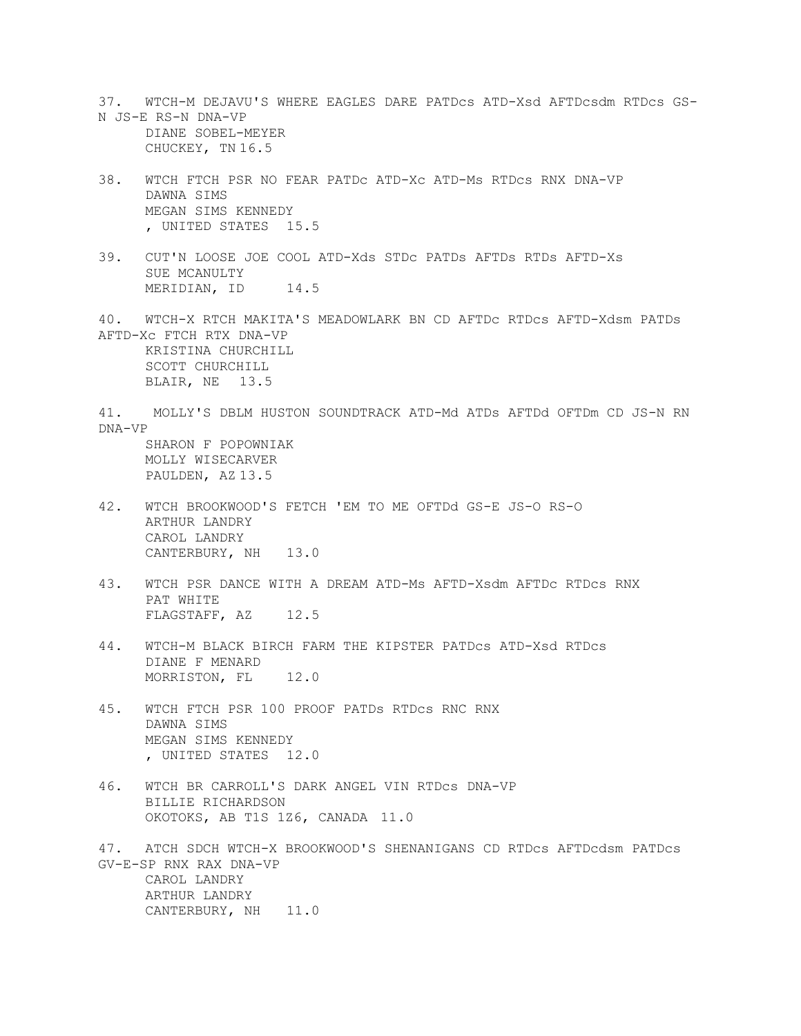37. WTCH-M DEJAVU'S WHERE EAGLES DARE PATDcs ATD-Xsd AFTDcsdm RTDcs GS-N JS-E RS-N DNA-VP
    DIANE SOBEL-MEYER
    CHUCKEY, TN 16.5

38. WTCH FTCH PSR NO FEAR PATDc ATD-Xc ATD-Ms RTDcs RNX DNA-VP
    DAWNA SIMS
    MEGAN SIMS KENNEDY
    , UNITED STATES 15.5

39. CUT'N LOOSE JOE COOL ATD-Xds STDc PATDs AFTDs RTDs AFTD-Xs
    SUE MCANULTY
    MERIDIAN, ID 14.5

40. WTCH-X RTCH MAKITA'S MEADOWLARK BN CD AFTDc RTDcs AFTD-Xdsm PATDs AFTD-Xc FTCH RTX DNA-VP
    KRISTINA CHURCHILL
    SCOTT CHURCHILL
    BLAIR, NE 13.5

41. MOLLY'S DBLM HUSTON SOUNDTRACK ATD-Md ATDs AFTDd OFTDm CD JS-N RN DNA-VP
    SHARON F POPOWNIAK
    MOLLY WISECARVER
    PAULDEN, AZ 13.5

42. WTCH BROOKWOOD'S FETCH 'EM TO ME OFTDd GS-E JS-O RS-O
    ARTHUR LANDRY
    CAROL LANDRY
    CANTERBURY, NH 13.0

43. WTCH PSR DANCE WITH A DREAM ATD-Ms AFTD-Xsdm AFTDc RTDcs RNX
    PAT WHITE
    FLAGSTAFF, AZ 12.5

44. WTCH-M BLACK BIRCH FARM THE KIPSTER PATDcs ATD-Xsd RTDcs
    DIANE F MENARD
    MORRISTON, FL 12.0

45. WTCH FTCH PSR 100 PROOF PATDs RTDcs RNC RNX
    DAWNA SIMS
    MEGAN SIMS KENNEDY
    , UNITED STATES 12.0

46. WTCH BR CARROLL'S DARK ANGEL VIN RTDcs DNA-VP
    BILLIE RICHARDSON
    OKOTOKS, AB T1S 1Z6, CANADA 11.0

47. ATCH SDCH WTCH-X BROOKWOOD'S SHENANIGANS CD RTDcs AFTDcdsm PATDcs GV-E-SP RNX RAX DNA-VP
    CAROL LANDRY
    ARTHUR LANDRY
    CANTERBURY, NH 11.0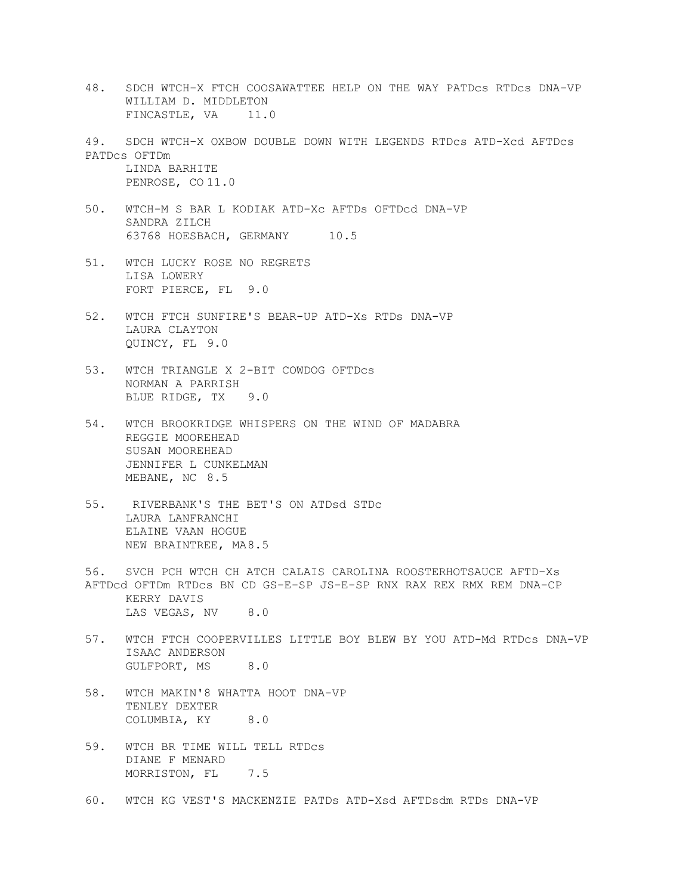48. SDCH WTCH-X FTCH COOSAWATTEE HELP ON THE WAY PATDcs RTDcs DNA-VP
    WILLIAM D. MIDDLETON
    FINCASTLE, VA 11.0

49. SDCH WTCH-X OXBOW DOUBLE DOWN WITH LEGENDS RTDcs ATD-Xcd AFTDcs PATDcs OFTDm
    LINDA BARHITE
    PENROSE, CO 11.0

50. WTCH-M S BAR L KODIAK ATD-Xc AFTDs OFTDcd DNA-VP
    SANDRA ZILCH
    63768 HOESBACH, GERMANY 10.5

51. WTCH LUCKY ROSE NO REGRETS
    LISA LOWERY
    FORT PIERCE, FL 9.0

52. WTCH FTCH SUNFIRE'S BEAR-UP ATD-Xs RTDs DNA-VP
    LAURA CLAYTON
    QUINCY, FL 9.0

53. WTCH TRIANGLE X 2-BIT COWDOG OFTDcs
    NORMAN A PARRISH
    BLUE RIDGE, TX 9.0

54. WTCH BROOKRIDGE WHISPERS ON THE WIND OF MADABRA
    REGGIE MOOREHEAD
    SUSAN MOOREHEAD
    JENNIFER L CUNKELMAN
    MEBANE, NC 8.5

55. RIVERBANK'S THE BET'S ON ATDsd STDc
    LAURA LANFRANCHI
    ELAINE VAAN HOGUE
    NEW BRAINTREE, MA 8.5

56. SVCH PCH WTCH CH ATCH CALAIS CAROLINA ROOSTERHOTSAUCE AFTD-Xs AFTDcd OFTDm RTDcs BN CD GS-E-SP JS-E-SP RNX RAX REX RMX REM DNA-CP
    KERRY DAVIS
    LAS VEGAS, NV 8.0

57. WTCH FTCH COOPERVILLES LITTLE BOY BLEW BY YOU ATD-Md RTDcs DNA-VP
    ISAAC ANDERSON
    GULFPORT, MS 8.0

58. WTCH MAKIN'8 WHATTA HOOT DNA-VP
    TENLEY DEXTER
    COLUMBIA, KY 8.0

59. WTCH BR TIME WILL TELL RTDcs
    DIANE F MENARD
    MORRISTON, FL 7.5

60. WTCH KG VEST'S MACKENZIE PATDs ATD-Xsd AFTDsdm RTDs DNA-VP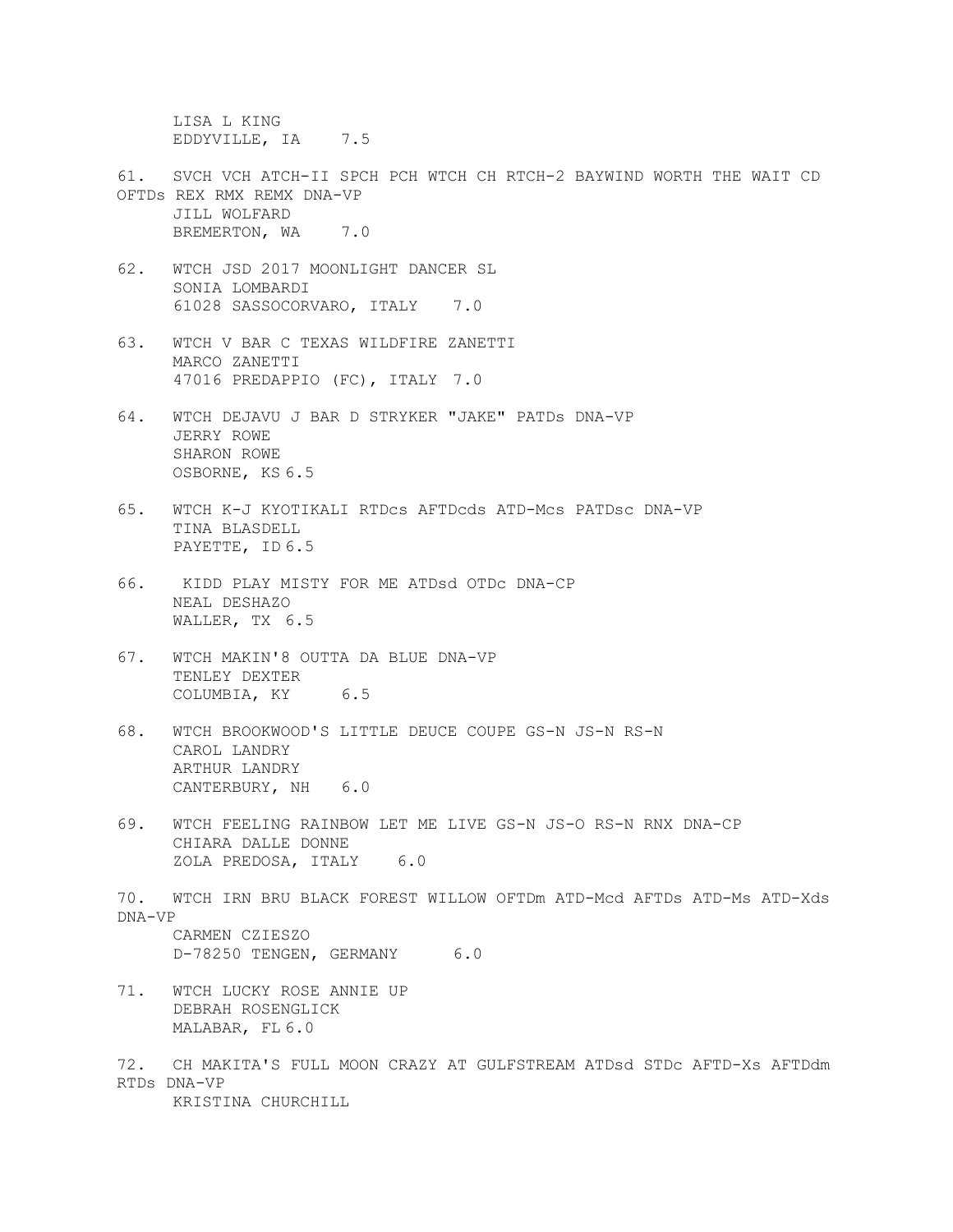LISA L KING
EDDYVILLE, IA 7.5

61. SVCH VCH ATCH-II SPCH PCH WTCH CH RTCH-2 BAYWIND WORTH THE WAIT CD OFTDs REX RMX REMX DNA-VP
JILL WOLFARD
BREMERTON, WA 7.0

62. WTCH JSD 2017 MOONLIGHT DANCER SL
SONIA LOMBARDI
61028 SASSOCORVARO, ITALY 7.0

63. WTCH V BAR C TEXAS WILDFIRE ZANETTI
MARCO ZANETTI
47016 PREDAPPIO (FC), ITALY 7.0

64. WTCH DEJAVU J BAR D STRYKER "JAKE" PATDs DNA-VP
JERRY ROWE
SHARON ROWE
OSBORNE, KS 6.5

65. WTCH K-J KYOTIKALI RTDcs AFTDcds ATD-Mcs PATDsc DNA-VP
TINA BLASDELL
PAYETTE, ID 6.5

66. KIDD PLAY MISTY FOR ME ATDsd OTDc DNA-CP
NEAL DESHAZO
WALLER, TX 6.5

67. WTCH MAKIN'8 OUTTA DA BLUE DNA-VP
TENLEY DEXTER
COLUMBIA, KY 6.5

68. WTCH BROOKWOOD'S LITTLE DEUCE COUPE GS-N JS-N RS-N
CAROL LANDRY
ARTHUR LANDRY
CANTERBURY, NH 6.0

69. WTCH FEELING RAINBOW LET ME LIVE GS-N JS-O RS-N RNX DNA-CP
CHIARA DALLE DONNE
ZOLA PREDOSA, ITALY 6.0

70. WTCH IRN BRU BLACK FOREST WILLOW OFTDm ATD-Mcd AFTDs ATD-Ms ATD-Xds DNA-VP
CARMEN CZIESZO
D-78250 TENGEN, GERMANY 6.0

71. WTCH LUCKY ROSE ANNIE UP
DEBRAH ROSENGLICK
MALABAR, FL 6.0

72. CH MAKITA'S FULL MOON CRAZY AT GULFSTREAM ATDsd STDc AFTD-Xs AFTDdm RTDs DNA-VP
KRISTINA CHURCHILL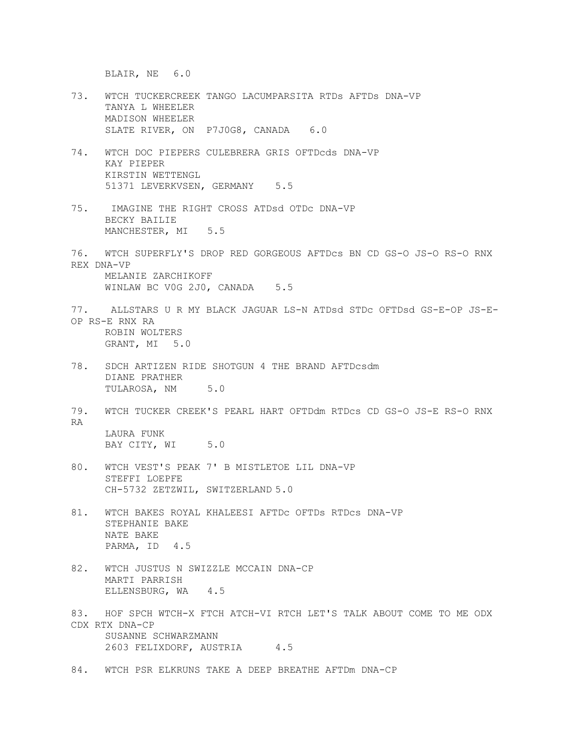BLAIR, NE 6.0

73. WTCH TUCKERCREEK TANGO LACUMPARSITA RTDs AFTDs DNA-VP
    TANYA L WHEELER
    MADISON WHEELER
    SLATE RIVER, ON P7J0G8, CANADA 6.0

74. WTCH DOC PIEPERS CULEBRERA GRIS OFTDcds DNA-VP
    KAY PIEPER
    KIRSTIN WETTENGL
    51371 LEVERKVSEN, GERMANY 5.5

75. IMAGINE THE RIGHT CROSS ATDsd OTDc DNA-VP
    BECKY BAILIE
    MANCHESTER, MI 5.5

76. WTCH SUPERFLY'S DROP RED GORGEOUS AFTDcs BN CD GS-O JS-O RS-O RNX REX DNA-VP
    MELANIE ZARCHIKOFF
    WINLAW BC V0G 2J0, CANADA 5.5

77. ALLSTARS U R MY BLACK JAGUAR LS-N ATDsd STDc OFTDsd GS-E-OP JS-E-OP RS-E RNX RA
    ROBIN WOLTERS
    GRANT, MI 5.0

78. SDCH ARTIZEN RIDE SHOTGUN 4 THE BRAND AFTDcsdm
    DIANE PRATHER
    TULAROSA, NM 5.0

79. WTCH TUCKER CREEK'S PEARL HART OFTDdm RTDcs CD GS-O JS-E RS-O RNX RA
    LAURA FUNK
    BAY CITY, WI 5.0

80. WTCH VEST'S PEAK 7' B MISTLETOE LIL DNA-VP
    STEFFI LOEPFE
    CH-5732 ZETZWIL, SWITZERLAND 5.0

81. WTCH BAKES ROYAL KHALEESI AFTDc OFTDs RTDcs DNA-VP
    STEPHANIE BAKE
    NATE BAKE
    PARMA, ID 4.5

82. WTCH JUSTUS N SWIZZLE MCCAIN DNA-CP
    MARTI PARRISH
    ELLENSBURG, WA 4.5

83. HOF SPCH WTCH-X FTCH ATCH-VI RTCH LET'S TALK ABOUT COME TO ME ODX CDX RTX DNA-CP
    SUSANNE SCHWARZMANN
    2603 FELIXDORF, AUSTRIA 4.5

84. WTCH PSR ELKRUNS TAKE A DEEP BREATHE AFTDm DNA-CP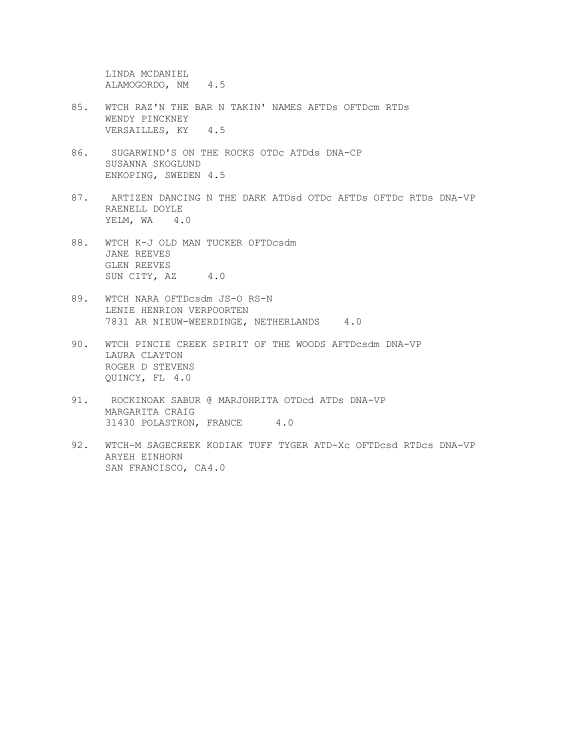LINDA MCDANIEL
ALAMOGORDO, NM 4.5

85. WTCH RAZ'N THE BAR N TAKIN' NAMES AFTDs OFTDcm RTDs
    WENDY PINCKNEY
    VERSAILLES, KY 4.5

86. SUGARWIND'S ON THE ROCKS OTDc ATDds DNA-CP
    SUSANNA SKOGLUND
    ENKOPING, SWEDEN 4.5

87. ARTIZEN DANCING N THE DARK ATDsd OTDc AFTDs OFTDc RTDs DNA-VP
    RAENELL DOYLE
    YELM, WA 4.0

88. WTCH K-J OLD MAN TUCKER OFTDcsdm
    JANE REEVES
    GLEN REEVES
    SUN CITY, AZ 4.0

89. WTCH NARA OFTDcsdm JS-O RS-N
    LENIE HENRION VERPOORTEN
    7831 AR NIEUW-WEERDINGE, NETHERLANDS 4.0

90. WTCH PINCIE CREEK SPIRIT OF THE WOODS AFTDcsdm DNA-VP
    LAURA CLAYTON
    ROGER D STEVENS
    QUINCY, FL 4.0

91. ROCKINOAK SABUR @ MARJOHRITA OTDcd ATDs DNA-VP
    MARGARITA CRAIG
    31430 POLASTRON, FRANCE 4.0

92. WTCH-M SAGECREEK KODIAK TUFF TYGER ATD-Xc OFTDcsd RTDcs DNA-VP
    ARYEH EINHORN
    SAN FRANCISCO, CA4.0